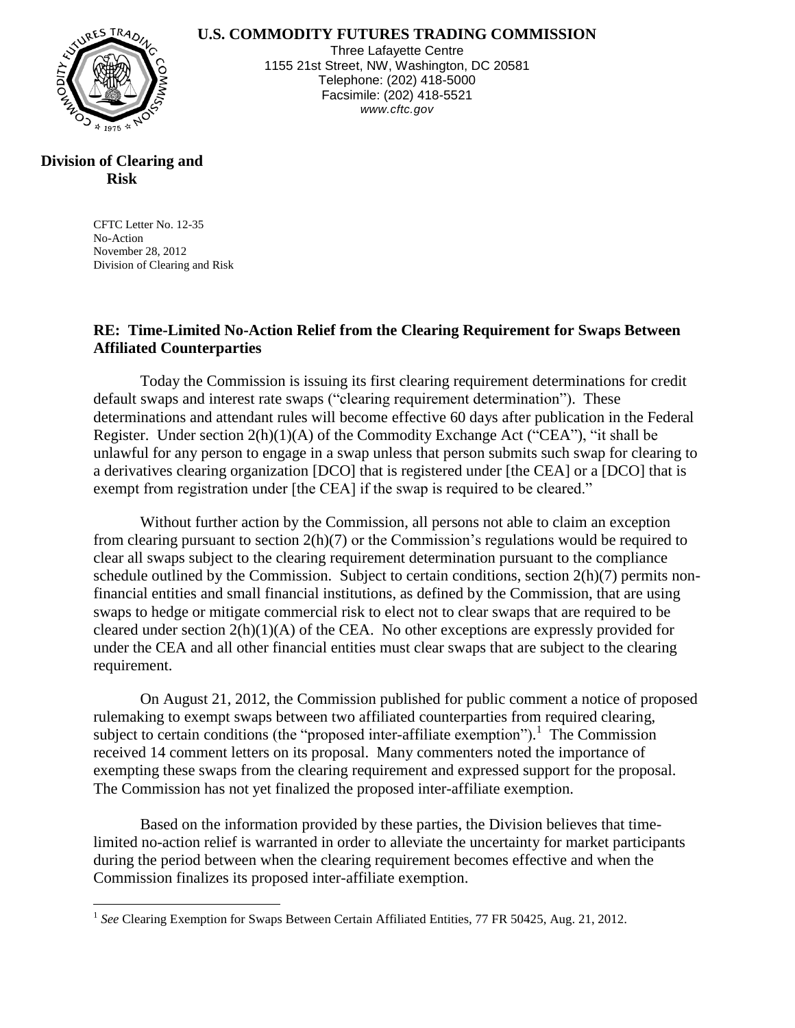**U.S. COMMODITY FUTURES TRADING COMMISSION**

Three Lafayette Centre
1155 21st Street, NW, Washington, DC 20581
Telephone: (202) 418-5000
Facsimile: (202) 418-5521
*www.cftc.gov*

**Division of Clearing and Risk**

CFTC Letter No. 12-35
No-Action
November 28, 2012
Division of Clearing and Risk

**RE: Time-Limited No-Action Relief from the Clearing Requirement for Swaps Between Affiliated Counterparties**

Today the Commission is issuing its first clearing requirement determinations for credit default swaps and interest rate swaps ("clearing requirement determination"). These determinations and attendant rules will become effective 60 days after publication in the Federal Register. Under section 2(h)(1)(A) of the Commodity Exchange Act ("CEA"), "it shall be unlawful for any person to engage in a swap unless that person submits such swap for clearing to a derivatives clearing organization [DCO] that is registered under [the CEA] or a [DCO] that is exempt from registration under [the CEA] if the swap is required to be cleared."

Without further action by the Commission, all persons not able to claim an exception from clearing pursuant to section 2(h)(7) or the Commission's regulations would be required to clear all swaps subject to the clearing requirement determination pursuant to the compliance schedule outlined by the Commission. Subject to certain conditions, section 2(h)(7) permits non-financial entities and small financial institutions, as defined by the Commission, that are using swaps to hedge or mitigate commercial risk to elect not to clear swaps that are required to be cleared under section 2(h)(1)(A) of the CEA. No other exceptions are expressly provided for under the CEA and all other financial entities must clear swaps that are subject to the clearing requirement.

On August 21, 2012, the Commission published for public comment a notice of proposed rulemaking to exempt swaps between two affiliated counterparties from required clearing, subject to certain conditions (the "proposed inter-affiliate exemption").[1] The Commission received 14 comment letters on its proposal. Many commenters noted the importance of exempting these swaps from the clearing requirement and expressed support for the proposal. The Commission has not yet finalized the proposed inter-affiliate exemption.

Based on the information provided by these parties, the Division believes that time-limited no-action relief is warranted in order to alleviate the uncertainty for market participants during the period between when the clearing requirement becomes effective and when the Commission finalizes its proposed inter-affiliate exemption.

[1] *See* Clearing Exemption for Swaps Between Certain Affiliated Entities, 77 FR 50425, Aug. 21, 2012.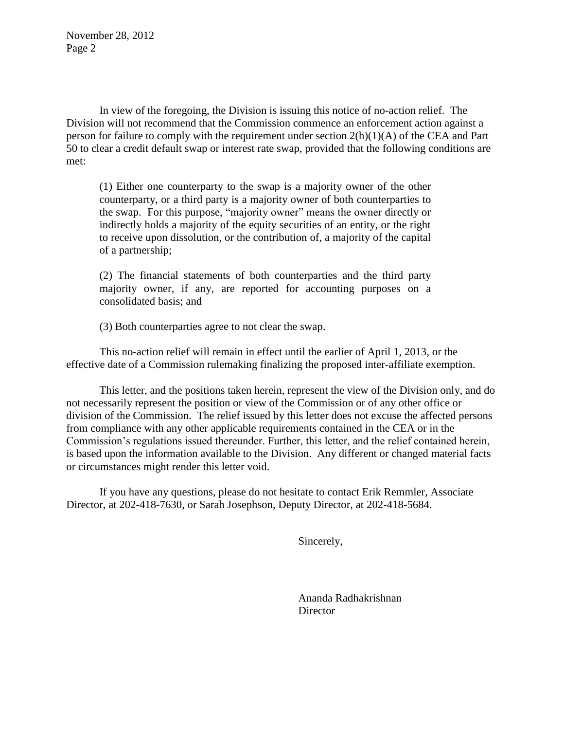In view of the foregoing, the Division is issuing this notice of no-action relief. The Division will not recommend that the Commission commence an enforcement action against a person for failure to comply with the requirement under section 2(h)(1)(A) of the CEA and Part 50 to clear a credit default swap or interest rate swap, provided that the following conditions are met:

> (1) Either one counterparty to the swap is a majority owner of the other counterparty, or a third party is a majority owner of both counterparties to the swap. For this purpose, "majority owner" means the owner directly or indirectly holds a majority of the equity securities of an entity, or the right to receive upon dissolution, or the contribution of, a majority of the capital of a partnership;
>
> (2) The financial statements of both counterparties and the third party majority owner, if any, are reported for accounting purposes on a consolidated basis; and
>
> (3) Both counterparties agree to not clear the swap.

This no-action relief will remain in effect until the earlier of April 1, 2013, or the effective date of a Commission rulemaking finalizing the proposed inter-affiliate exemption.

This letter, and the positions taken herein, represent the view of the Division only, and do not necessarily represent the position or view of the Commission or of any other office or division of the Commission. The relief issued by this letter does not excuse the affected persons from compliance with any other applicable requirements contained in the CEA or in the Commission's regulations issued thereunder. Further, this letter, and the relief contained herein, is based upon the information available to the Division. Any different or changed material facts or circumstances might render this letter void.

If you have any questions, please do not hesitate to contact Erik Remmler, Associate Director, at 202-418-7630, or Sarah Josephson, Deputy Director, at 202-418-5684.

Sincerely,

Ananda Radhakrishnan
Director